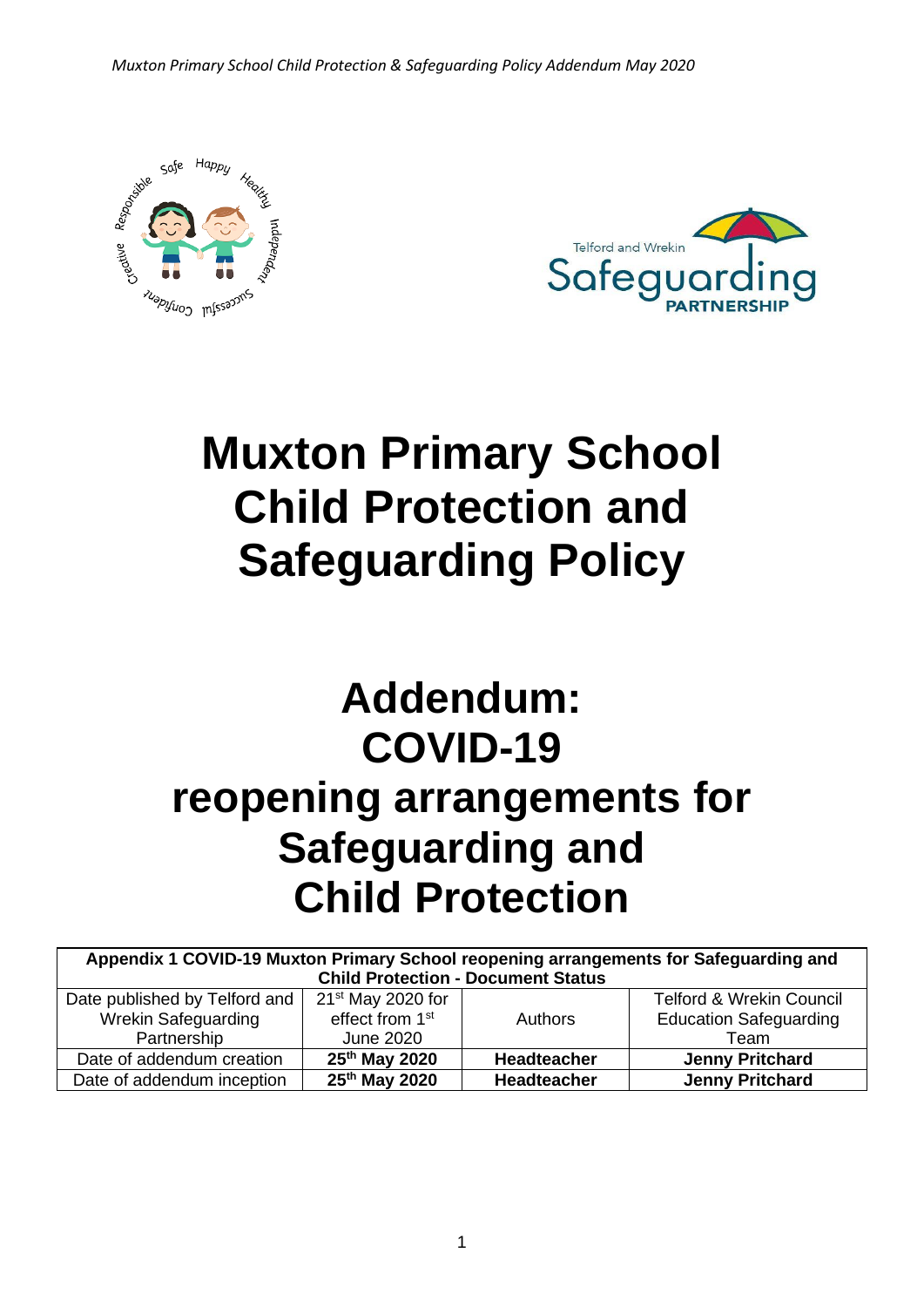# Muxton Primary School Child Protection and Safeguarding Policy

# Addendum: COVID-19 reopening arrangements for Safeguarding and Child Protection

| Appendix 1 COVID-19 Muxton Primary School reopening arrangements for Safeguarding and Child Protection - Document Status | | | |
|---|---|---|---|
| Date published by Telford and Wrekin Safeguarding Partnership | 21st May 2020 for effect from 1st June 2020 | Authors | Telford & Wrekin Council Education Safeguarding Team |
| Date of addendum creation | **25th May 2020** | **Headteacher** | **Jenny Pritchard** |
| Date of addendum inception | **25th May 2020** | **Headteacher** | **Jenny Pritchard** |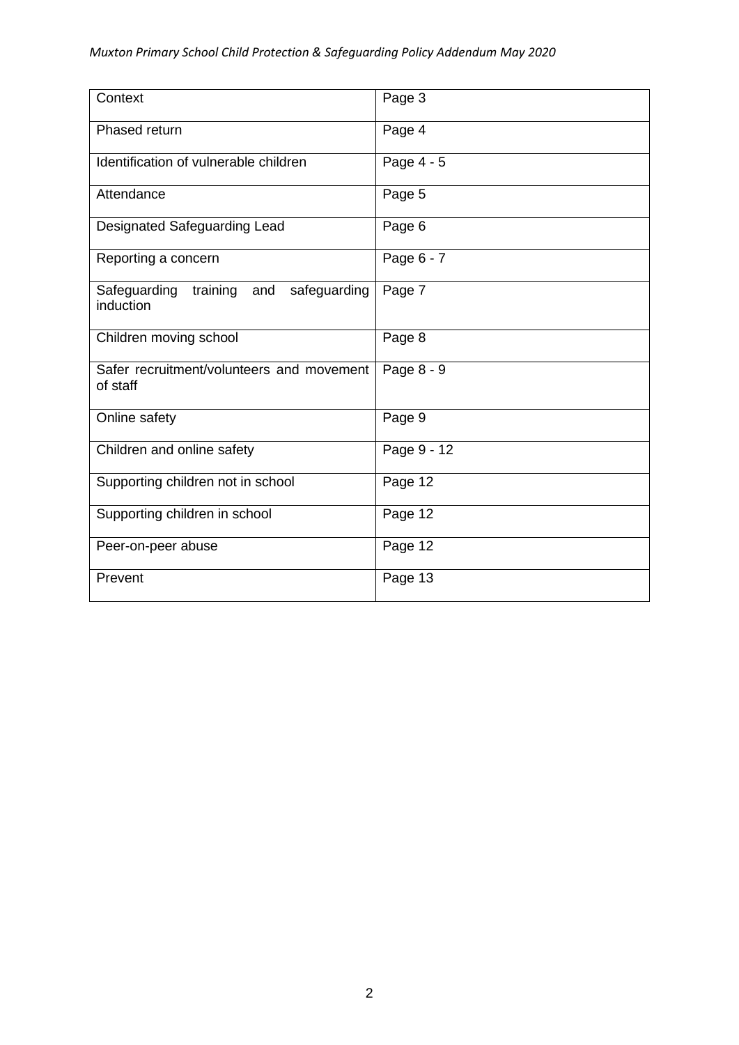| Context | Page 3 |
|---|---|
| Phased return | Page 4 |
| Identification of vulnerable children | Page 4 - 5 |
| Attendance | Page 5 |
| Designated Safeguarding Lead | Page 6 |
| Reporting a concern | Page 6 - 7 |
| Safeguarding training and safeguarding induction | Page 7 |
| Children moving school | Page 8 |
| Safer recruitment/volunteers and movement of staff | Page 8 - 9 |
| Online safety | Page 9 |
| Children and online safety | Page 9 - 12 |
| Supporting children not in school | Page 12 |
| Supporting children in school | Page 12 |
| Peer-on-peer abuse | Page 12 |
| Prevent | Page 13 |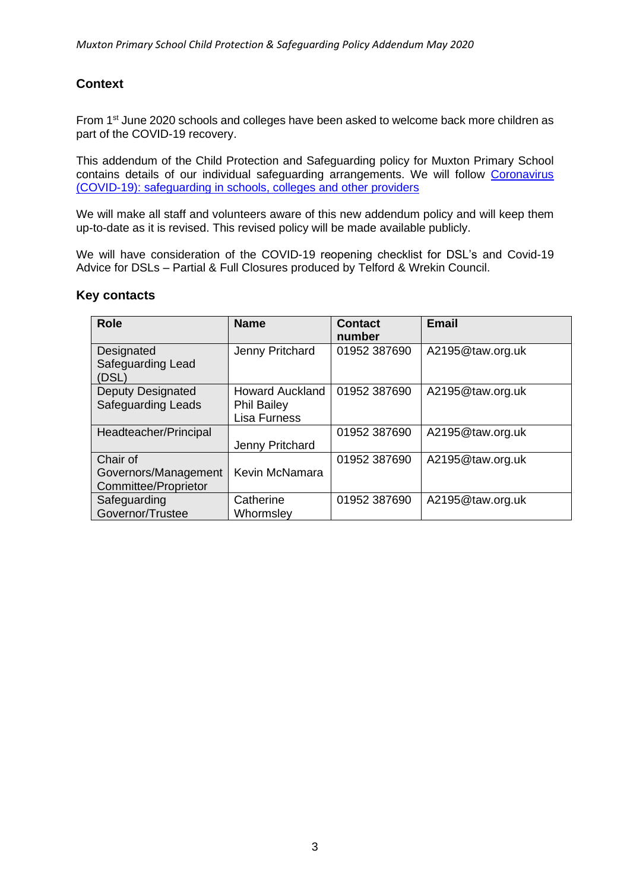## Context

From 1st June 2020 schools and colleges have been asked to welcome back more children as part of the COVID-19 recovery.

This addendum of the Child Protection and Safeguarding policy for Muxton Primary School contains details of our individual safeguarding arrangements. We will follow [Coronavirus (COVID-19): safeguarding in schools, colleges and other providers]()

We will make all staff and volunteers aware of this new addendum policy and will keep them up-to-date as it is revised. This revised policy will be made available publicly.

We will have consideration of the COVID-19 reopening checklist for DSL's and Covid-19 Advice for DSLs – Partial & Full Closures produced by Telford & Wrekin Council.

## Key contacts

| Role | Name | Contact number | Email |
|---|---|---|---|
| Designated Safeguarding Lead (DSL) | Jenny Pritchard | 01952 387690 | A2195@taw.org.uk |
| Deputy Designated Safeguarding Leads | Howard Auckland<br>Phil Bailey<br>Lisa Furness | 01952 387690 | A2195@taw.org.uk |
| Headteacher/Principal | Jenny Pritchard | 01952 387690 | A2195@taw.org.uk |
| Chair of Governors/Management Committee/Proprietor | Kevin McNamara | 01952 387690 | A2195@taw.org.uk |
| Safeguarding Governor/Trustee | Catherine Whormsley | 01952 387690 | A2195@taw.org.uk |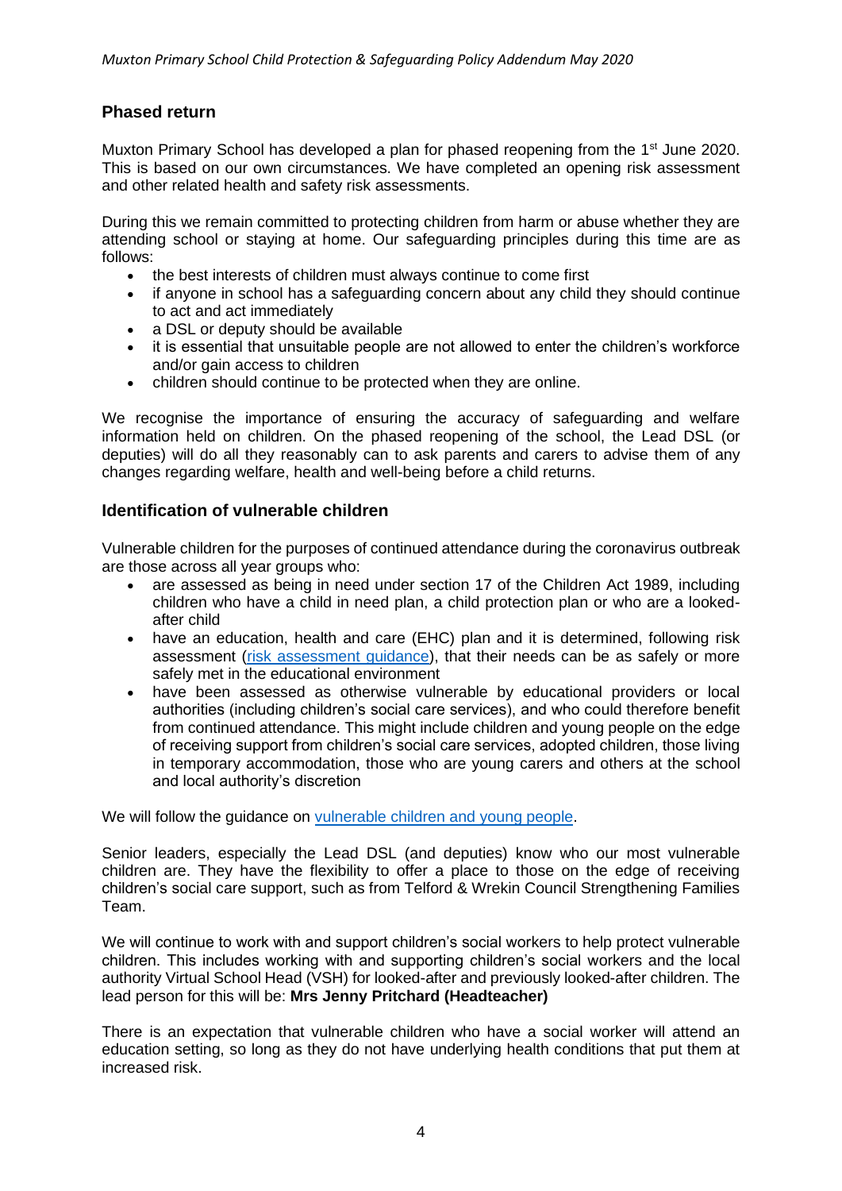## Phased return

Muxton Primary School has developed a plan for phased reopening from the 1st June 2020. This is based on our own circumstances. We have completed an opening risk assessment and other related health and safety risk assessments.

During this we remain committed to protecting children from harm or abuse whether they are attending school or staying at home. Our safeguarding principles during this time are as follows:

- the best interests of children must always continue to come first
- if anyone in school has a safeguarding concern about any child they should continue to act and act immediately
- a DSL or deputy should be available
- it is essential that unsuitable people are not allowed to enter the children's workforce and/or gain access to children
- children should continue to be protected when they are online.

We recognise the importance of ensuring the accuracy of safeguarding and welfare information held on children. On the phased reopening of the school, the Lead DSL (or deputies) will do all they reasonably can to ask parents and carers to advise them of any changes regarding welfare, health and well-being before a child returns.

## Identification of vulnerable children

Vulnerable children for the purposes of continued attendance during the coronavirus outbreak are those across all year groups who:

- are assessed as being in need under section 17 of the Children Act 1989, including children who have a child in need plan, a child protection plan or who are a looked-after child
- have an education, health and care (EHC) plan and it is determined, following risk assessment (risk assessment guidance), that their needs can be as safely or more safely met in the educational environment
- have been assessed as otherwise vulnerable by educational providers or local authorities (including children's social care services), and who could therefore benefit from continued attendance. This might include children and young people on the edge of receiving support from children's social care services, adopted children, those living in temporary accommodation, those who are young carers and others at the school and local authority's discretion

We will follow the guidance on vulnerable children and young people.

Senior leaders, especially the Lead DSL (and deputies) know who our most vulnerable children are. They have the flexibility to offer a place to those on the edge of receiving children's social care support, such as from Telford & Wrekin Council Strengthening Families Team.

We will continue to work with and support children's social workers to help protect vulnerable children. This includes working with and supporting children's social workers and the local authority Virtual School Head (VSH) for looked-after and previously looked-after children. The lead person for this will be: **Mrs Jenny Pritchard (Headteacher)**

There is an expectation that vulnerable children who have a social worker will attend an education setting, so long as they do not have underlying health conditions that put them at increased risk.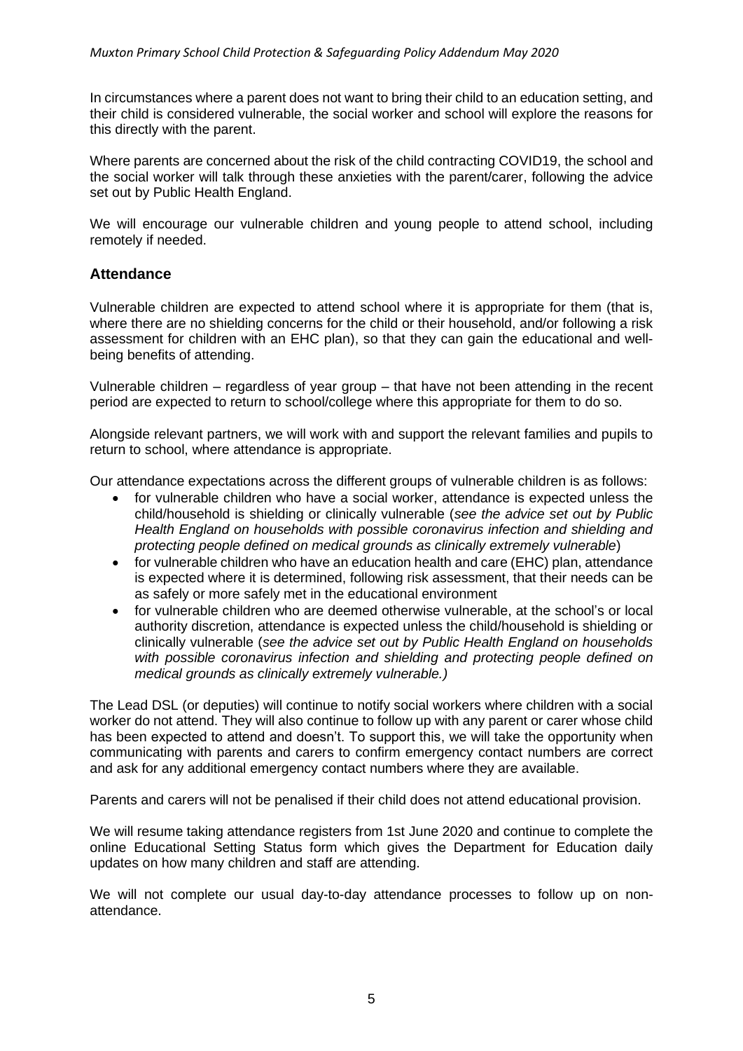In circumstances where a parent does not want to bring their child to an education setting, and their child is considered vulnerable, the social worker and school will explore the reasons for this directly with the parent.

Where parents are concerned about the risk of the child contracting COVID19, the school and the social worker will talk through these anxieties with the parent/carer, following the advice set out by Public Health England.

We will encourage our vulnerable children and young people to attend school, including remotely if needed.

## Attendance

Vulnerable children are expected to attend school where it is appropriate for them (that is, where there are no shielding concerns for the child or their household, and/or following a risk assessment for children with an EHC plan), so that they can gain the educational and well-being benefits of attending.

Vulnerable children – regardless of year group – that have not been attending in the recent period are expected to return to school/college where this appropriate for them to do so.

Alongside relevant partners, we will work with and support the relevant families and pupils to return to school, where attendance is appropriate.

Our attendance expectations across the different groups of vulnerable children is as follows:

- for vulnerable children who have a social worker, attendance is expected unless the child/household is shielding or clinically vulnerable (*see the advice set out by Public Health England on households with possible coronavirus infection and shielding and protecting people defined on medical grounds as clinically extremely vulnerable*)
- for vulnerable children who have an education health and care (EHC) plan, attendance is expected where it is determined, following risk assessment, that their needs can be as safely or more safely met in the educational environment
- for vulnerable children who are deemed otherwise vulnerable, at the school's or local authority discretion, attendance is expected unless the child/household is shielding or clinically vulnerable (*see the advice set out by Public Health England on households with possible coronavirus infection and shielding and protecting people defined on medical grounds as clinically extremely vulnerable.)*

The Lead DSL (or deputies) will continue to notify social workers where children with a social worker do not attend. They will also continue to follow up with any parent or carer whose child has been expected to attend and doesn't. To support this, we will take the opportunity when communicating with parents and carers to confirm emergency contact numbers are correct and ask for any additional emergency contact numbers where they are available.

Parents and carers will not be penalised if their child does not attend educational provision.

We will resume taking attendance registers from 1st June 2020 and continue to complete the online Educational Setting Status form which gives the Department for Education daily updates on how many children and staff are attending.

We will not complete our usual day-to-day attendance processes to follow up on non-attendance.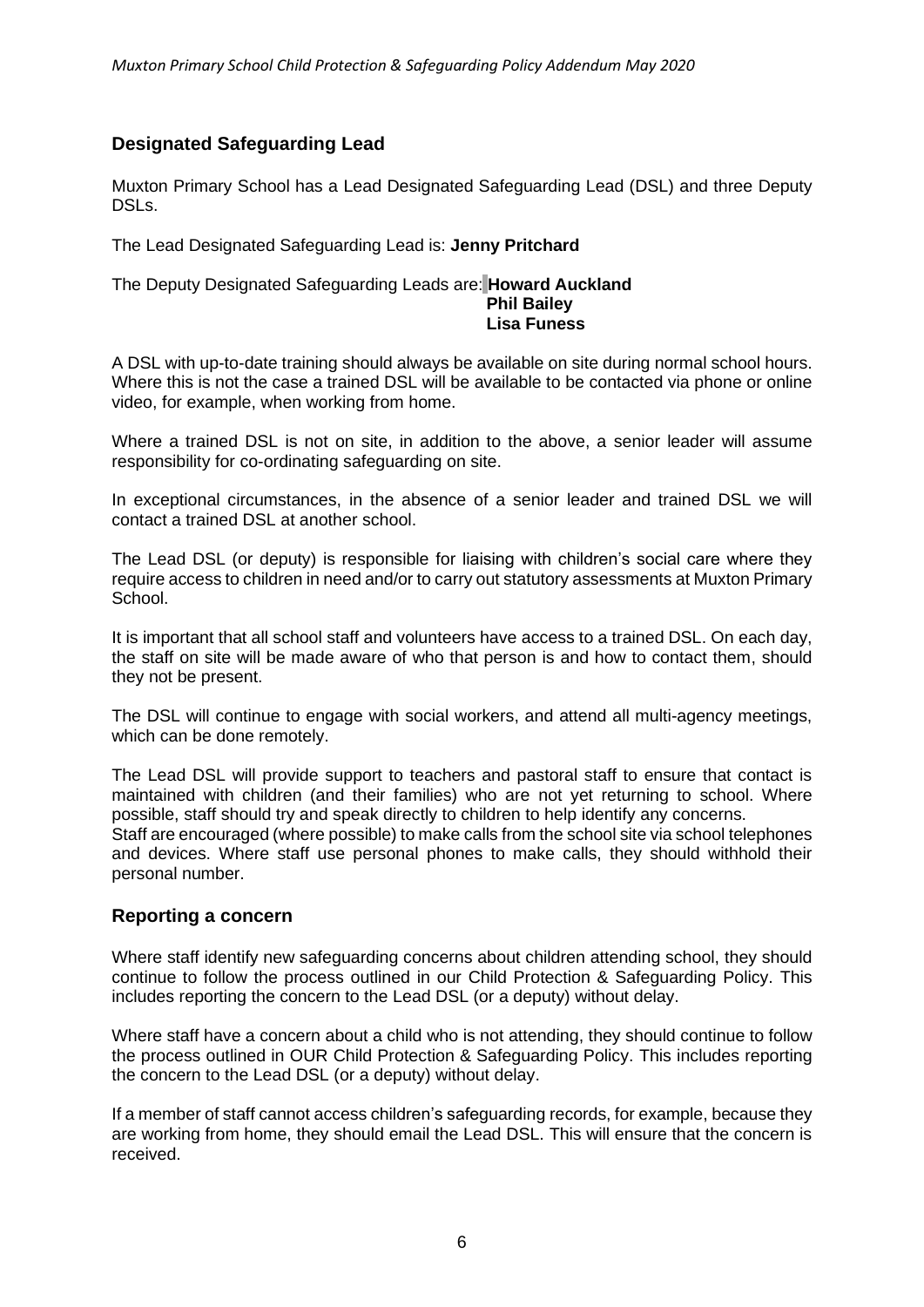## Designated Safeguarding Lead

Muxton Primary School has a Lead Designated Safeguarding Lead (DSL) and three Deputy DSLs.

The Lead Designated Safeguarding Lead is: **Jenny Pritchard**

The Deputy Designated Safeguarding Leads are: **Howard Auckland**
**Phil Bailey**
**Lisa Funess**

A DSL with up-to-date training should always be available on site during normal school hours. Where this is not the case a trained DSL will be available to be contacted via phone or online video, for example, when working from home.

Where a trained DSL is not on site, in addition to the above, a senior leader will assume responsibility for co-ordinating safeguarding on site.

In exceptional circumstances, in the absence of a senior leader and trained DSL we will contact a trained DSL at another school.

The Lead DSL (or deputy) is responsible for liaising with children's social care where they require access to children in need and/or to carry out statutory assessments at Muxton Primary School.

It is important that all school staff and volunteers have access to a trained DSL. On each day, the staff on site will be made aware of who that person is and how to contact them, should they not be present.

The DSL will continue to engage with social workers, and attend all multi-agency meetings, which can be done remotely.

The Lead DSL will provide support to teachers and pastoral staff to ensure that contact is maintained with children (and their families) who are not yet returning to school. Where possible, staff should try and speak directly to children to help identify any concerns.
Staff are encouraged (where possible) to make calls from the school site via school telephones and devices. Where staff use personal phones to make calls, they should withhold their personal number.

## Reporting a concern

Where staff identify new safeguarding concerns about children attending school, they should continue to follow the process outlined in our Child Protection & Safeguarding Policy. This includes reporting the concern to the Lead DSL (or a deputy) without delay.

Where staff have a concern about a child who is not attending, they should continue to follow the process outlined in OUR Child Protection & Safeguarding Policy. This includes reporting the concern to the Lead DSL (or a deputy) without delay.

If a member of staff cannot access children's safeguarding records, for example, because they are working from home, they should email the Lead DSL. This will ensure that the concern is received.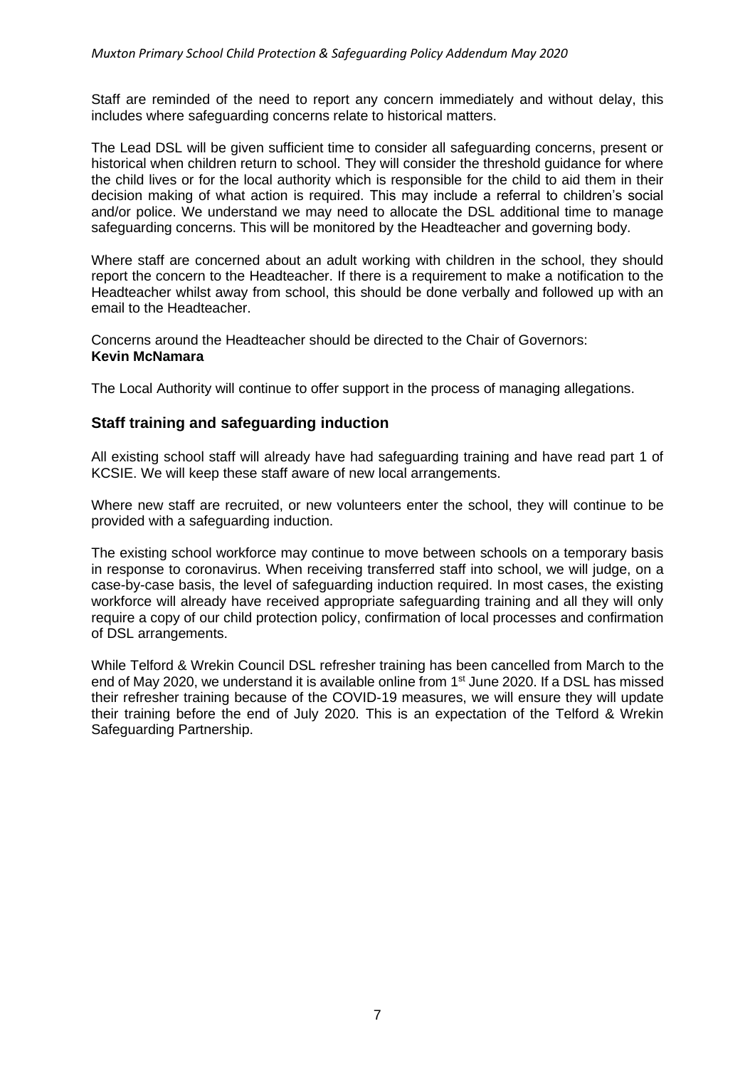Staff are reminded of the need to report any concern immediately and without delay, this includes where safeguarding concerns relate to historical matters.

The Lead DSL will be given sufficient time to consider all safeguarding concerns, present or historical when children return to school. They will consider the threshold guidance for where the child lives or for the local authority which is responsible for the child to aid them in their decision making of what action is required. This may include a referral to children's social and/or police. We understand we may need to allocate the DSL additional time to manage safeguarding concerns. This will be monitored by the Headteacher and governing body.

Where staff are concerned about an adult working with children in the school, they should report the concern to the Headteacher. If there is a requirement to make a notification to the Headteacher whilst away from school, this should be done verbally and followed up with an email to the Headteacher.

Concerns around the Headteacher should be directed to the Chair of Governors:
**Kevin McNamara**

The Local Authority will continue to offer support in the process of managing allegations.

## Staff training and safeguarding induction

All existing school staff will already have had safeguarding training and have read part 1 of KCSIE. We will keep these staff aware of new local arrangements.

Where new staff are recruited, or new volunteers enter the school, they will continue to be provided with a safeguarding induction.

The existing school workforce may continue to move between schools on a temporary basis in response to coronavirus. When receiving transferred staff into school, we will judge, on a case-by-case basis, the level of safeguarding induction required. In most cases, the existing workforce will already have received appropriate safeguarding training and all they will only require a copy of our child protection policy, confirmation of local processes and confirmation of DSL arrangements.

While Telford & Wrekin Council DSL refresher training has been cancelled from March to the end of May 2020, we understand it is available online from 1st June 2020. If a DSL has missed their refresher training because of the COVID-19 measures, we will ensure they will update their training before the end of July 2020. This is an expectation of the Telford & Wrekin Safeguarding Partnership.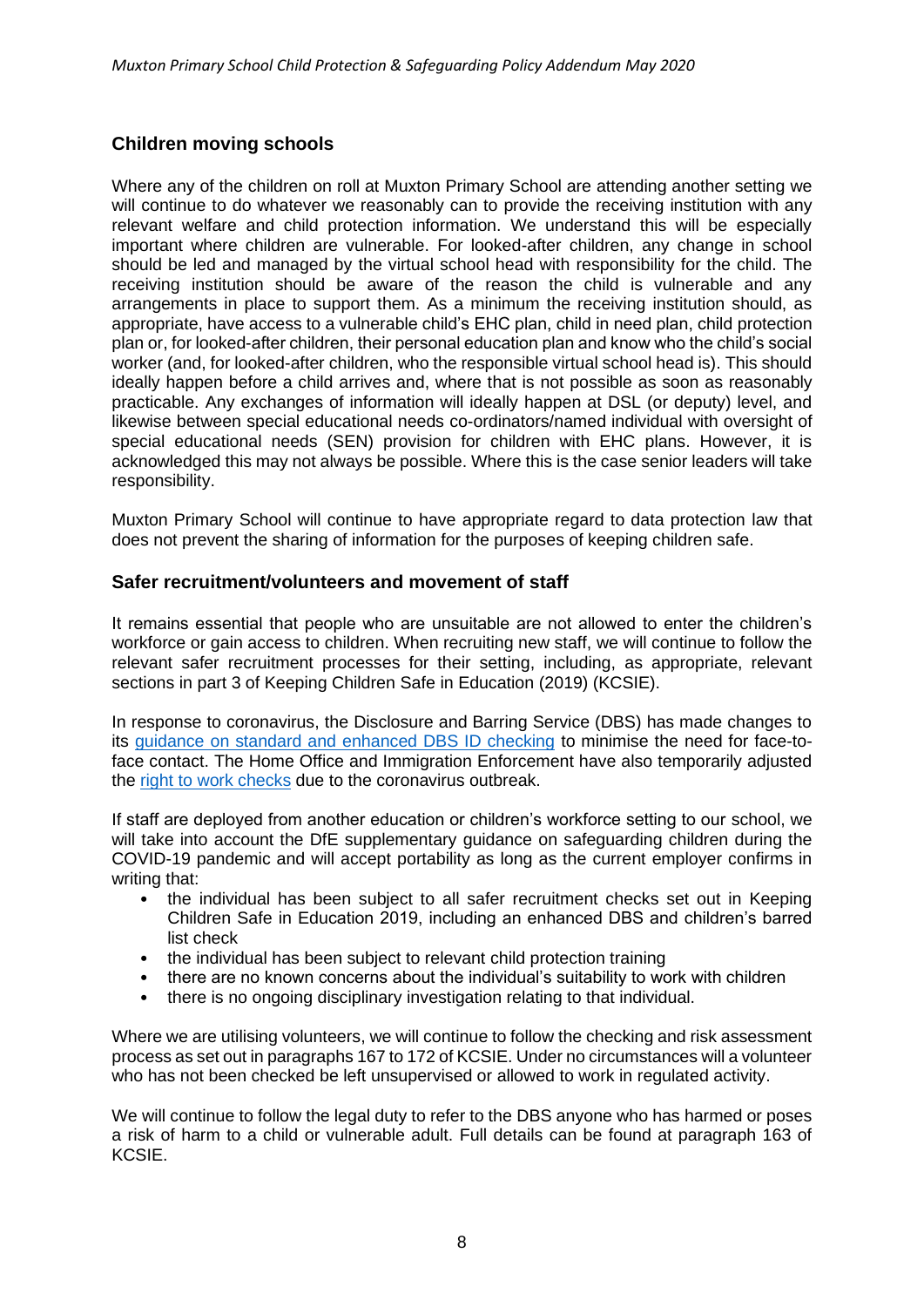## Children moving schools

Where any of the children on roll at Muxton Primary School are attending another setting we will continue to do whatever we reasonably can to provide the receiving institution with any relevant welfare and child protection information. We understand this will be especially important where children are vulnerable. For looked-after children, any change in school should be led and managed by the virtual school head with responsibility for the child. The receiving institution should be aware of the reason the child is vulnerable and any arrangements in place to support them. As a minimum the receiving institution should, as appropriate, have access to a vulnerable child's EHC plan, child in need plan, child protection plan or, for looked-after children, their personal education plan and know who the child's social worker (and, for looked-after children, who the responsible virtual school head is). This should ideally happen before a child arrives and, where that is not possible as soon as reasonably practicable. Any exchanges of information will ideally happen at DSL (or deputy) level, and likewise between special educational needs co-ordinators/named individual with oversight of special educational needs (SEN) provision for children with EHC plans. However, it is acknowledged this may not always be possible. Where this is the case senior leaders will take responsibility.

Muxton Primary School will continue to have appropriate regard to data protection law that does not prevent the sharing of information for the purposes of keeping children safe.

## Safer recruitment/volunteers and movement of staff

It remains essential that people who are unsuitable are not allowed to enter the children's workforce or gain access to children. When recruiting new staff, we will continue to follow the relevant safer recruitment processes for their setting, including, as appropriate, relevant sections in part 3 of Keeping Children Safe in Education (2019) (KCSIE).

In response to coronavirus, the Disclosure and Barring Service (DBS) has made changes to its guidance on standard and enhanced DBS ID checking to minimise the need for face-to-face contact. The Home Office and Immigration Enforcement have also temporarily adjusted the right to work checks due to the coronavirus outbreak.

If staff are deployed from another education or children's workforce setting to our school, we will take into account the DfE supplementary guidance on safeguarding children during the COVID-19 pandemic and will accept portability as long as the current employer confirms in writing that:

- the individual has been subject to all safer recruitment checks set out in Keeping Children Safe in Education 2019, including an enhanced DBS and children's barred list check
- the individual has been subject to relevant child protection training
- there are no known concerns about the individual's suitability to work with children
- there is no ongoing disciplinary investigation relating to that individual.

Where we are utilising volunteers, we will continue to follow the checking and risk assessment process as set out in paragraphs 167 to 172 of KCSIE. Under no circumstances will a volunteer who has not been checked be left unsupervised or allowed to work in regulated activity.

We will continue to follow the legal duty to refer to the DBS anyone who has harmed or poses a risk of harm to a child or vulnerable adult. Full details can be found at paragraph 163 of KCSIE.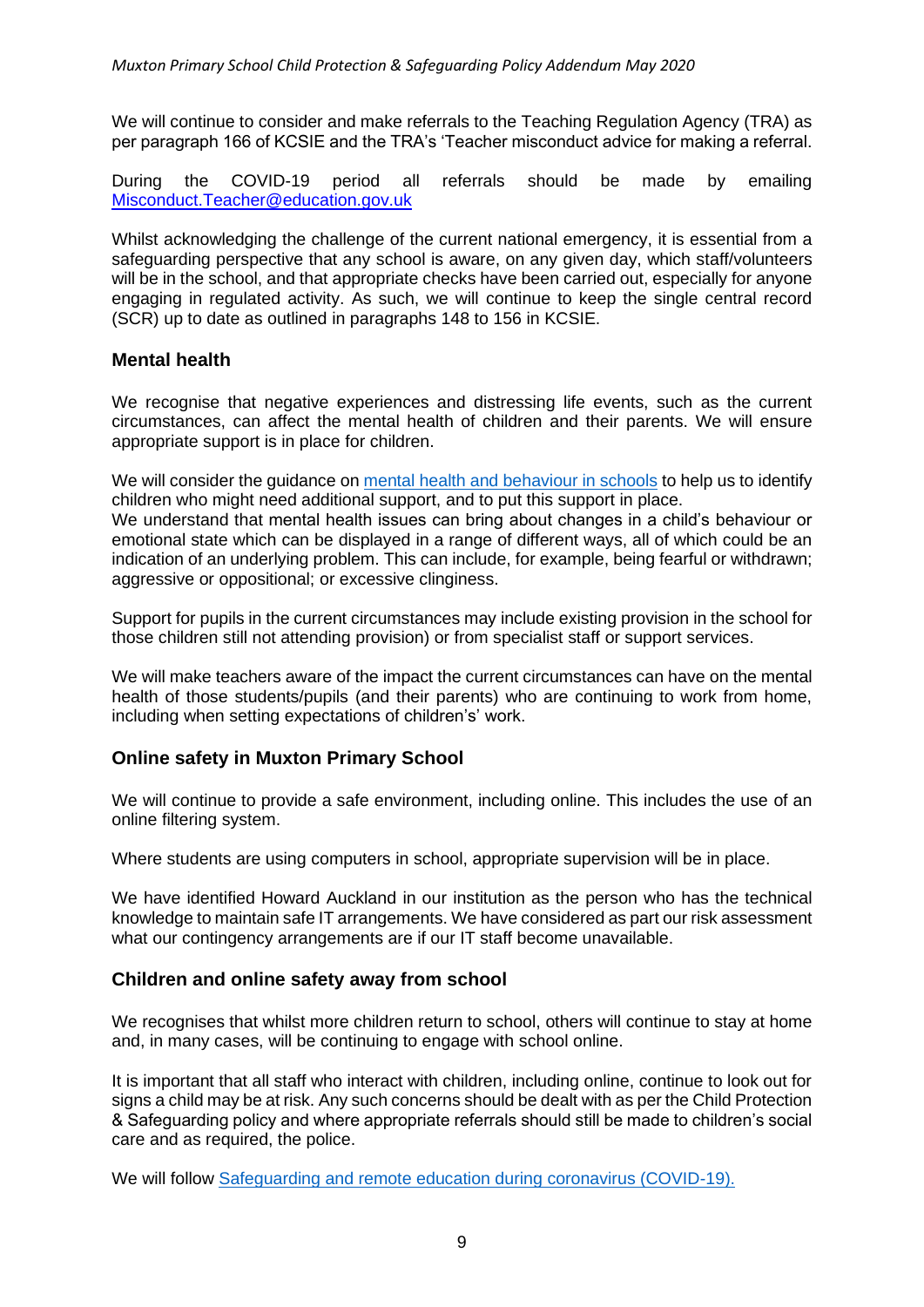We will continue to consider and make referrals to the Teaching Regulation Agency (TRA) as per paragraph 166 of KCSIE and the TRA's 'Teacher misconduct advice for making a referral.

During the COVID-19 period all referrals should be made by emailing [Misconduct.Teacher@education.gov.uk](mailto:Misconduct.Teacher@education.gov.uk)

Whilst acknowledging the challenge of the current national emergency, it is essential from a safeguarding perspective that any school is aware, on any given day, which staff/volunteers will be in the school, and that appropriate checks have been carried out, especially for anyone engaging in regulated activity. As such, we will continue to keep the single central record (SCR) up to date as outlined in paragraphs 148 to 156 in KCSIE.

## Mental health

We recognise that negative experiences and distressing life events, such as the current circumstances, can affect the mental health of children and their parents. We will ensure appropriate support is in place for children.

We will consider the guidance on mental health and behaviour in schools to help us to identify children who might need additional support, and to put this support in place.
We understand that mental health issues can bring about changes in a child's behaviour or emotional state which can be displayed in a range of different ways, all of which could be an indication of an underlying problem. This can include, for example, being fearful or withdrawn; aggressive or oppositional; or excessive clinginess.

Support for pupils in the current circumstances may include existing provision in the school for those children still not attending provision) or from specialist staff or support services.

We will make teachers aware of the impact the current circumstances can have on the mental health of those students/pupils (and their parents) who are continuing to work from home, including when setting expectations of childrens' work.

## Online safety in Muxton Primary School

We will continue to provide a safe environment, including online. This includes the use of an online filtering system.

Where students are using computers in school, appropriate supervision will be in place.

We have identified Howard Auckland in our institution as the person who has the technical knowledge to maintain safe IT arrangements. We have considered as part our risk assessment what our contingency arrangements are if our IT staff become unavailable.

## Children and online safety away from school

We recognises that whilst more children return to school, others will continue to stay at home and, in many cases, will be continuing to engage with school online.

It is important that all staff who interact with children, including online, continue to look out for signs a child may be at risk. Any such concerns should be dealt with as per the Child Protection & Safeguarding policy and where appropriate referrals should still be made to children's social care and as required, the police.

We will follow Safeguarding and remote education during coronavirus (COVID-19).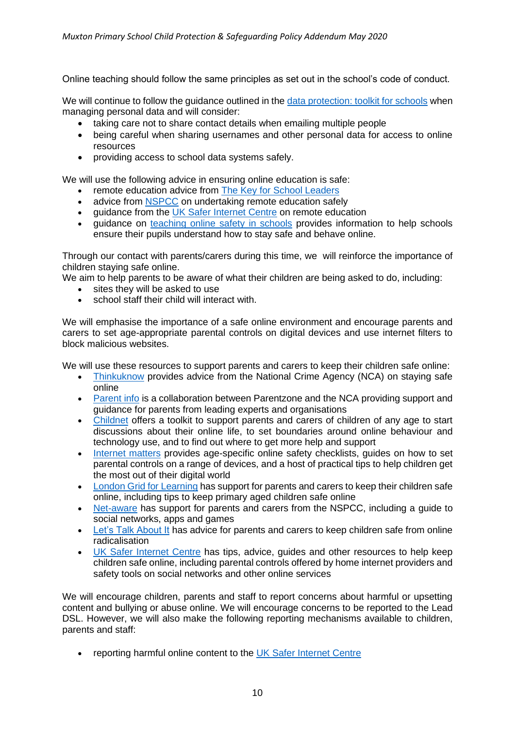Online teaching should follow the same principles as set out in the school's code of conduct.

We will continue to follow the guidance outlined in the data protection: toolkit for schools when managing personal data and will consider:

- taking care not to share contact details when emailing multiple people
- being careful when sharing usernames and other personal data for access to online resources
- providing access to school data systems safely.

We will use the following advice in ensuring online education is safe:

- remote education advice from The Key for School Leaders
- advice from NSPCC on undertaking remote education safely
- guidance from the UK Safer Internet Centre on remote education
- guidance on teaching online safety in schools provides information to help schools ensure their pupils understand how to stay safe and behave online.

Through our contact with parents/carers during this time, we will reinforce the importance of children staying safe online.
We aim to help parents to be aware of what their children are being asked to do, including:

- sites they will be asked to use
- school staff their child will interact with.

We will emphasise the importance of a safe online environment and encourage parents and carers to set age-appropriate parental controls on digital devices and use internet filters to block malicious websites.

We will use these resources to support parents and carers to keep their children safe online:

- Thinkuknow provides advice from the National Crime Agency (NCA) on staying safe online
- Parent info is a collaboration between Parentzone and the NCA providing support and guidance for parents from leading experts and organisations
- Childnet offers a toolkit to support parents and carers of children of any age to start discussions about their online life, to set boundaries around online behaviour and technology use, and to find out where to get more help and support
- Internet matters provides age-specific online safety checklists, guides on how to set parental controls on a range of devices, and a host of practical tips to help children get the most out of their digital world
- London Grid for Learning has support for parents and carers to keep their children safe online, including tips to keep primary aged children safe online
- Net-aware has support for parents and carers from the NSPCC, including a guide to social networks, apps and games
- Let's Talk About It has advice for parents and carers to keep children safe from online radicalisation
- UK Safer Internet Centre has tips, advice, guides and other resources to help keep children safe online, including parental controls offered by home internet providers and safety tools on social networks and other online services

We will encourage children, parents and staff to report concerns about harmful or upsetting content and bullying or abuse online. We will encourage concerns to be reported to the Lead DSL. However, we will also make the following reporting mechanisms available to children, parents and staff:

- reporting harmful online content to the UK Safer Internet Centre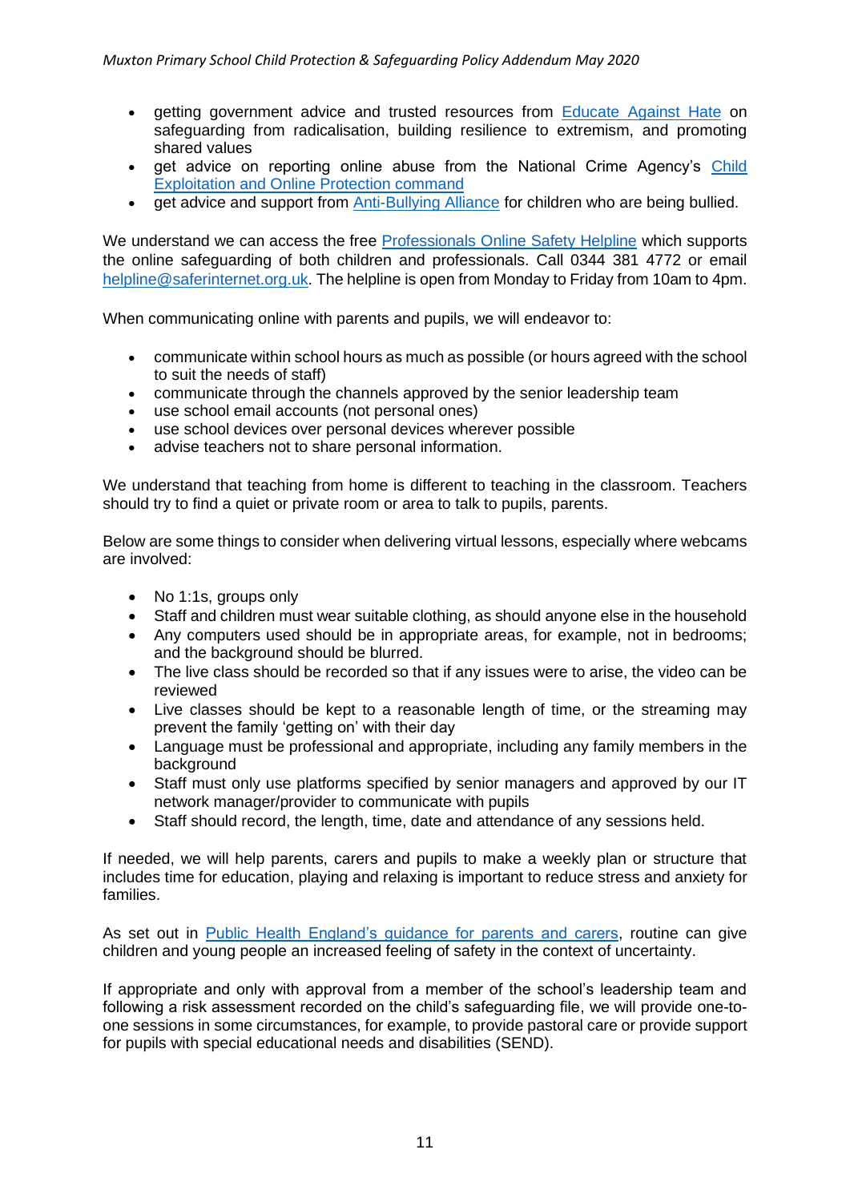- getting government advice and trusted resources from [Educate Against Hate] on safeguarding from radicalisation, building resilience to extremism, and promoting shared values
- get advice on reporting online abuse from the National Crime Agency's [Child Exploitation and Online Protection command]
- get advice and support from [Anti-Bullying Alliance] for children who are being bullied.

We understand we can access the free [Professionals Online Safety Helpline] which supports the online safeguarding of both children and professionals. Call 0344 381 4772 or email helpline@saferinternet.org.uk. The helpline is open from Monday to Friday from 10am to 4pm.

When communicating online with parents and pupils, we will endeavor to:

- communicate within school hours as much as possible (or hours agreed with the school to suit the needs of staff)
- communicate through the channels approved by the senior leadership team
- use school email accounts (not personal ones)
- use school devices over personal devices wherever possible
- advise teachers not to share personal information.

We understand that teaching from home is different to teaching in the classroom. Teachers should try to find a quiet or private room or area to talk to pupils, parents.

Below are some things to consider when delivering virtual lessons, especially where webcams are involved:

- No 1:1s, groups only
- Staff and children must wear suitable clothing, as should anyone else in the household
- Any computers used should be in appropriate areas, for example, not in bedrooms; and the background should be blurred.
- The live class should be recorded so that if any issues were to arise, the video can be reviewed
- Live classes should be kept to a reasonable length of time, or the streaming may prevent the family 'getting on' with their day
- Language must be professional and appropriate, including any family members in the background
- Staff must only use platforms specified by senior managers and approved by our IT network manager/provider to communicate with pupils
- Staff should record, the length, time, date and attendance of any sessions held.

If needed, we will help parents, carers and pupils to make a weekly plan or structure that includes time for education, playing and relaxing is important to reduce stress and anxiety for families.

As set out in [Public Health England's guidance for parents and carers], routine can give children and young people an increased feeling of safety in the context of uncertainty.

If appropriate and only with approval from a member of the school's leadership team and following a risk assessment recorded on the child's safeguarding file, we will provide one-to-one sessions in some circumstances, for example, to provide pastoral care or provide support for pupils with special educational needs and disabilities (SEND).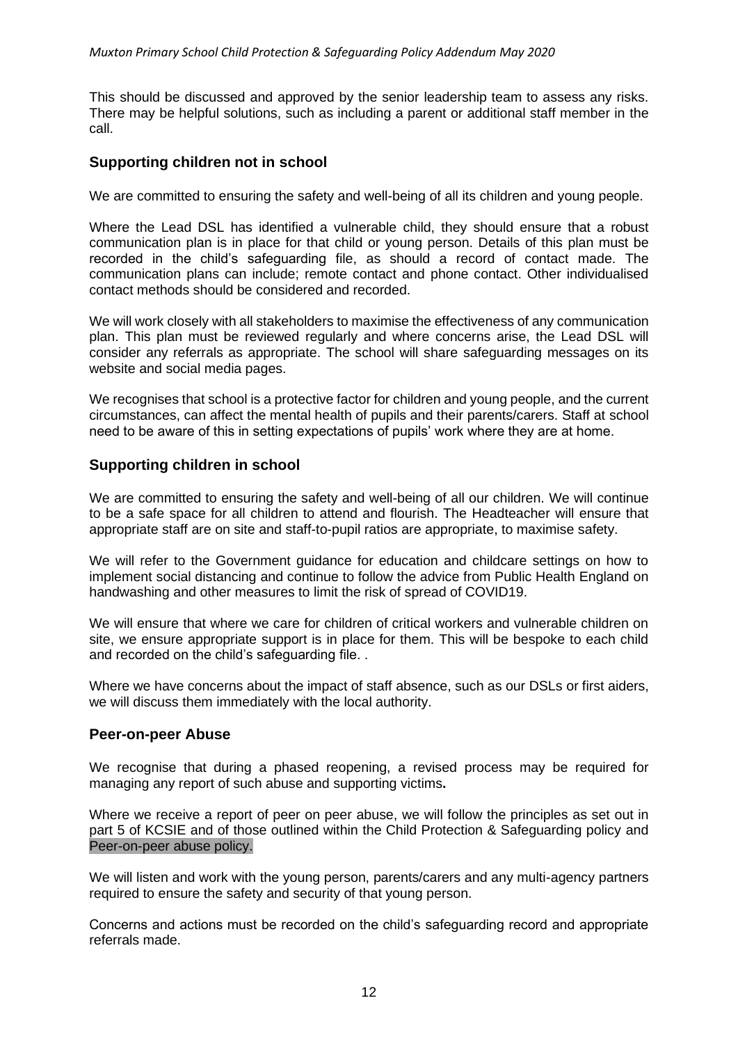This should be discussed and approved by the senior leadership team to assess any risks. There may be helpful solutions, such as including a parent or additional staff member in the call.

## Supporting children not in school

We are committed to ensuring the safety and well-being of all its children and young people.

Where the Lead DSL has identified a vulnerable child, they should ensure that a robust communication plan is in place for that child or young person. Details of this plan must be recorded in the child's safeguarding file, as should a record of contact made. The communication plans can include; remote contact and phone contact. Other individualised contact methods should be considered and recorded.

We will work closely with all stakeholders to maximise the effectiveness of any communication plan. This plan must be reviewed regularly and where concerns arise, the Lead DSL will consider any referrals as appropriate. The school will share safeguarding messages on its website and social media pages.

We recognises that school is a protective factor for children and young people, and the current circumstances, can affect the mental health of pupils and their parents/carers. Staff at school need to be aware of this in setting expectations of pupils' work where they are at home.

## Supporting children in school

We are committed to ensuring the safety and well-being of all our children. We will continue to be a safe space for all children to attend and flourish. The Headteacher will ensure that appropriate staff are on site and staff-to-pupil ratios are appropriate, to maximise safety.

We will refer to the Government guidance for education and childcare settings on how to implement social distancing and continue to follow the advice from Public Health England on handwashing and other measures to limit the risk of spread of COVID19.

We will ensure that where we care for children of critical workers and vulnerable children on site, we ensure appropriate support is in place for them. This will be bespoke to each child and recorded on the child's safeguarding file. .

Where we have concerns about the impact of staff absence, such as our DSLs or first aiders, we will discuss them immediately with the local authority.

## Peer-on-peer Abuse

We recognise that during a phased reopening, a revised process may be required for managing any report of such abuse and supporting victims**.**

Where we receive a report of peer on peer abuse, we will follow the principles as set out in part 5 of KCSIE and of those outlined within the Child Protection & Safeguarding policy and Peer-on-peer abuse policy.

We will listen and work with the young person, parents/carers and any multi-agency partners required to ensure the safety and security of that young person.

Concerns and actions must be recorded on the child's safeguarding record and appropriate referrals made.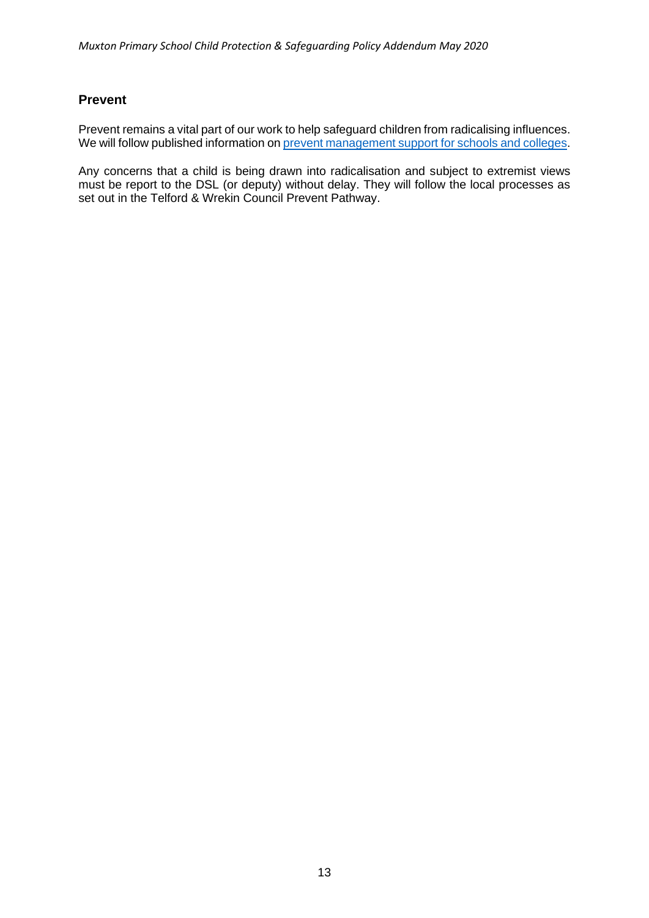## Prevent

Prevent remains a vital part of our work to help safeguard children from radicalising influences. We will follow published information on prevent management support for schools and colleges.

Any concerns that a child is being drawn into radicalisation and subject to extremist views must be report to the DSL (or deputy) without delay. They will follow the local processes as set out in the Telford & Wrekin Council Prevent Pathway.